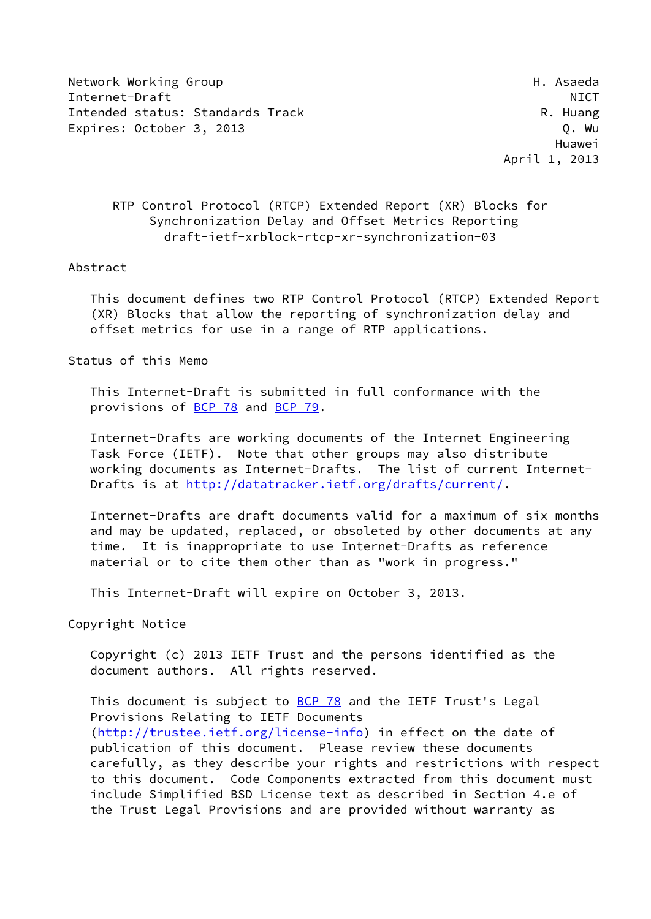Network Working Group H. Asaeda
Internet-Draft NICT
Intended status: Standards Track R. Huang
Expires: October 3, 2013 Q. Wu
Huawei
April 1, 2013

# RTP Control Protocol (RTCP) Extended Report (XR) Blocks for Synchronization Delay and Offset Metrics Reporting

draft-ietf-xrblock-rtcp-xr-synchronization-03

## Abstract

This document defines two RTP Control Protocol (RTCP) Extended Report (XR) Blocks that allow the reporting of synchronization delay and offset metrics for use in a range of RTP applications.

## Status of this Memo

This Internet-Draft is submitted in full conformance with the provisions of BCP 78 and BCP 79.

Internet-Drafts are working documents of the Internet Engineering Task Force (IETF). Note that other groups may also distribute working documents as Internet-Drafts. The list of current Internet-Drafts is at http://datatracker.ietf.org/drafts/current/.

Internet-Drafts are draft documents valid for a maximum of six months and may be updated, replaced, or obsoleted by other documents at any time. It is inappropriate to use Internet-Drafts as reference material or to cite them other than as "work in progress."

This Internet-Draft will expire on October 3, 2013.

## Copyright Notice

Copyright (c) 2013 IETF Trust and the persons identified as the document authors. All rights reserved.

This document is subject to BCP 78 and the IETF Trust's Legal Provisions Relating to IETF Documents (http://trustee.ietf.org/license-info) in effect on the date of publication of this document. Please review these documents carefully, as they describe your rights and restrictions with respect to this document. Code Components extracted from this document must include Simplified BSD License text as described in Section 4.e of the Trust Legal Provisions and are provided without warranty as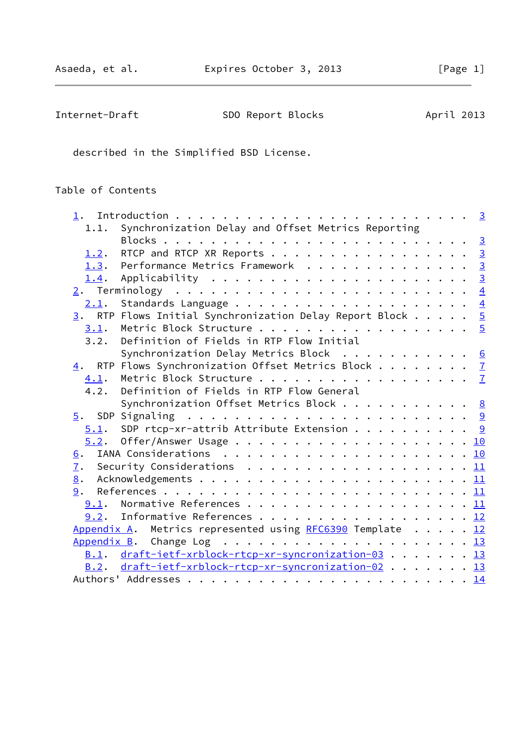described in the Simplified BSD License.

## Table of Contents

```
   1.  Introduction . . . . . . . . . . . . . . . . . . . . . . . .   3
     1.1.  Synchronization Delay and Offset Metrics Reporting
           Blocks . . . . . . . . . . . . . . . . . . . . . . . . .   3
     1.2.  RTCP and RTCP XR Reports . . . . . . . . . . . . . . . .   3
     1.3.  Performance Metrics Framework  . . . . . . . . . . . . .   3
     1.4.  Applicability  . . . . . . . . . . . . . . . . . . . . .   3
   2.  Terminology  . . . . . . . . . . . . . . . . . . . . . . . .   4
     2.1.  Standards Language . . . . . . . . . . . . . . . . . . .   4
   3.  RTP Flows Initial Synchronization Delay Report Block . . . . .   5
     3.1.  Metric Block Structure . . . . . . . . . . . . . . . . .   5
     3.2.  Definition of Fields in RTP Flow Initial
           Synchronization Delay Metrics Block  . . . . . . . . . .   6
   4.  RTP Flows Synchronization Offset Metrics Block . . . . . . .   7
     4.1.  Metric Block Structure . . . . . . . . . . . . . . . . .   7
     4.2.  Definition of Fields in RTP Flow General
           Synchronization Offset Metrics Block . . . . . . . . . .   8
   5.  SDP Signaling  . . . . . . . . . . . . . . . . . . . . . . .   9
     5.1.  SDP rtcp-xr-attrib Attribute Extension . . . . . . . . .   9
     5.2.  Offer/Answer Usage . . . . . . . . . . . . . . . . . . .  10
   6.  IANA Considerations  . . . . . . . . . . . . . . . . . . . .  10
   7.  Security Considerations  . . . . . . . . . . . . . . . . . .  11
   8.  Acknowledgements . . . . . . . . . . . . . . . . . . . . . .  11
   9.  References . . . . . . . . . . . . . . . . . . . . . . . . .  11
     9.1.  Normative References . . . . . . . . . . . . . . . . . .  11
     9.2.  Informative References . . . . . . . . . . . . . . . . .  12
   Appendix A.  Metrics represented using RFC6390 Template  . . . . .  12
   Appendix B.  Change Log  . . . . . . . . . . . . . . . . . . . .  13
     B.1.  draft-ietf-xrblock-rtcp-xr-syncronization-03 . . . . . . .  13
     B.2.  draft-ietf-xrblock-rtcp-xr-syncronization-02 . . . . . . .  13
   Authors' Addresses . . . . . . . . . . . . . . . . . . . . . . .  14
```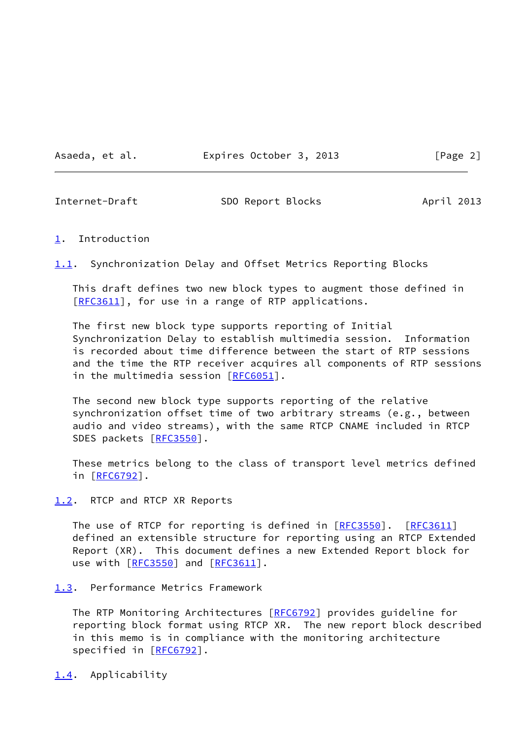# 1. Introduction

## 1.1. Synchronization Delay and Offset Metrics Reporting Blocks

This draft defines two new block types to augment those defined in [RFC3611], for use in a range of RTP applications.

The first new block type supports reporting of Initial Synchronization Delay to establish multimedia session. Information is recorded about time difference between the start of RTP sessions and the time the RTP receiver acquires all components of RTP sessions in the multimedia session [RFC6051].

The second new block type supports reporting of the relative synchronization offset time of two arbitrary streams (e.g., between audio and video streams), with the same RTCP CNAME included in RTCP SDES packets [RFC3550].

These metrics belong to the class of transport level metrics defined in [RFC6792].

## 1.2. RTCP and RTCP XR Reports

The use of RTCP for reporting is defined in [RFC3550]. [RFC3611] defined an extensible structure for reporting using an RTCP Extended Report (XR). This document defines a new Extended Report block for use with [RFC3550] and [RFC3611].

## 1.3. Performance Metrics Framework

The RTP Monitoring Architectures [RFC6792] provides guideline for reporting block format using RTCP XR. The new report block described in this memo is in compliance with the monitoring architecture specified in [RFC6792].

## 1.4. Applicability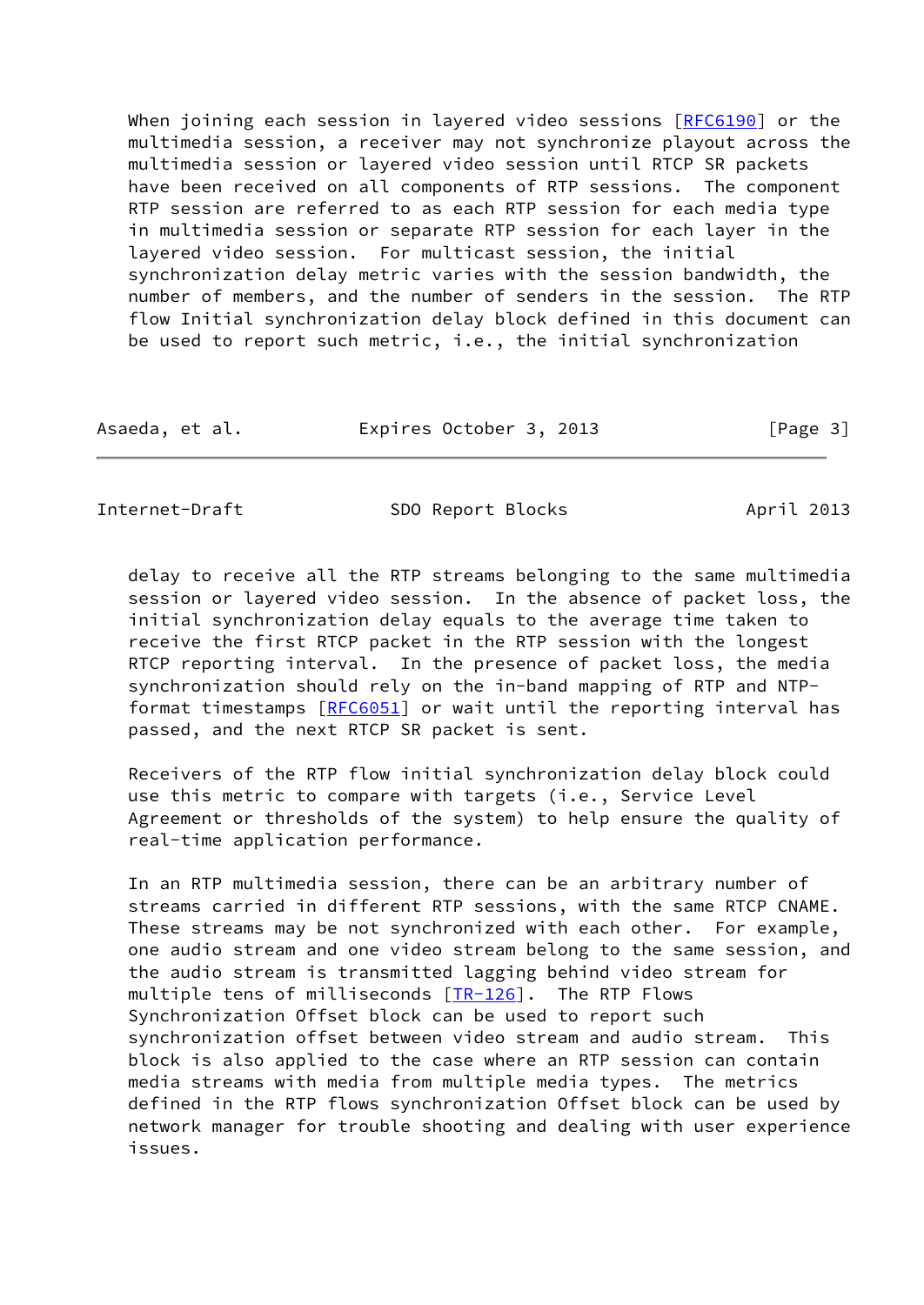When joining each session in layered video sessions [RFC6190] or the multimedia session, a receiver may not synchronize playout across the multimedia session or layered video session until RTCP SR packets have been received on all components of RTP sessions. The component RTP session are referred to as each RTP session for each media type in multimedia session or separate RTP session for each layer in the layered video session. For multicast session, the initial synchronization delay metric varies with the session bandwidth, the number of members, and the number of senders in the session. The RTP flow Initial synchronization delay block defined in this document can be used to report such metric, i.e., the initial synchronization delay to receive all the RTP streams belonging to the same multimedia session or layered video session. In the absence of packet loss, the initial synchronization delay equals to the average time taken to receive the first RTCP packet in the RTP session with the longest RTCP reporting interval. In the presence of packet loss, the media synchronization should rely on the in-band mapping of RTP and NTP-format timestamps [RFC6051] or wait until the reporting interval has passed, and the next RTCP SR packet is sent.

Receivers of the RTP flow initial synchronization delay block could use this metric to compare with targets (i.e., Service Level Agreement or thresholds of the system) to help ensure the quality of real-time application performance.

In an RTP multimedia session, there can be an arbitrary number of streams carried in different RTP sessions, with the same RTCP CNAME. These streams may be not synchronized with each other. For example, one audio stream and one video stream belong to the same session, and the audio stream is transmitted lagging behind video stream for multiple tens of milliseconds [TR-126]. The RTP Flows Synchronization Offset block can be used to report such synchronization offset between video stream and audio stream. This block is also applied to the case where an RTP session can contain media streams with media from multiple media types. The metrics defined in the RTP flows synchronization Offset block can be used by network manager for trouble shooting and dealing with user experience issues.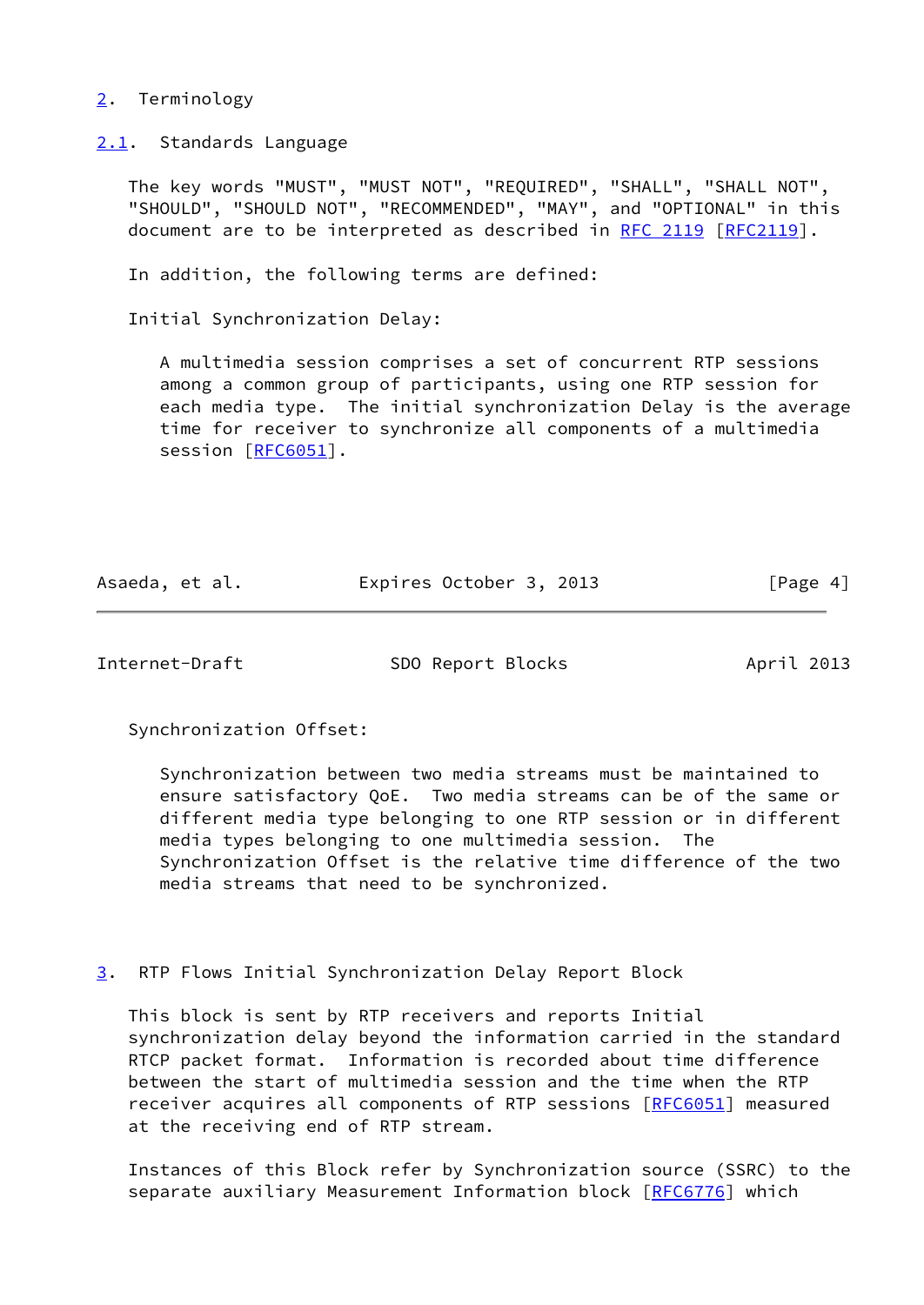## 2. Terminology

### 2.1. Standards Language

The key words "MUST", "MUST NOT", "REQUIRED", "SHALL", "SHALL NOT", "SHOULD", "SHOULD NOT", "RECOMMENDED", "MAY", and "OPTIONAL" in this document are to be interpreted as described in RFC 2119 [RFC2119].

In addition, the following terms are defined:

Initial Synchronization Delay:

> A multimedia session comprises a set of concurrent RTP sessions among a common group of participants, using one RTP session for each media type. The initial synchronization Delay is the average time for receiver to synchronize all components of a multimedia session [RFC6051].

Synchronization Offset:

> Synchronization between two media streams must be maintained to ensure satisfactory QoE. Two media streams can be of the same or different media type belonging to one RTP session or in different media types belonging to one multimedia session. The Synchronization Offset is the relative time difference of the two media streams that need to be synchronized.

## 3. RTP Flows Initial Synchronization Delay Report Block

This block is sent by RTP receivers and reports Initial synchronization delay beyond the information carried in the standard RTCP packet format. Information is recorded about time difference between the start of multimedia session and the time when the RTP receiver acquires all components of RTP sessions [RFC6051] measured at the receiving end of RTP stream.

Instances of this Block refer by Synchronization source (SSRC) to the separate auxiliary Measurement Information block [RFC6776] which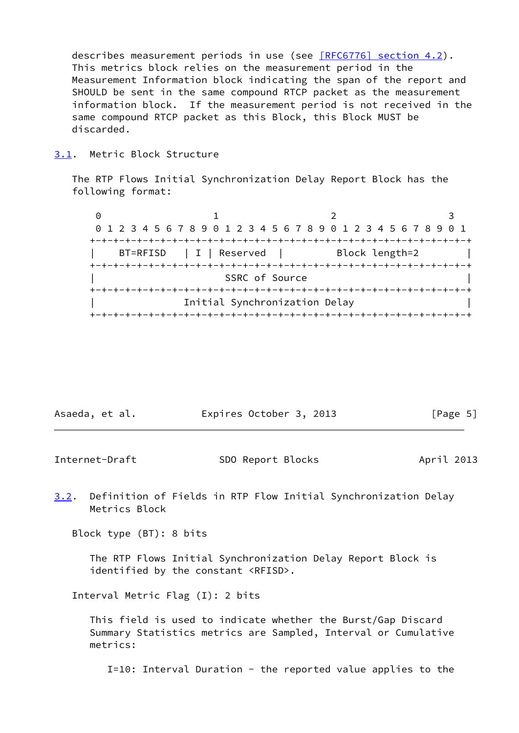describes measurement periods in use (see [RFC6776] section 4.2). This metrics block relies on the measurement period in the Measurement Information block indicating the span of the report and SHOULD be sent in the same compound RTCP packet as the measurement information block. If the measurement period is not received in the same compound RTCP packet as this Block, this Block MUST be discarded.

## 3.1. Metric Block Structure

The RTP Flows Initial Synchronization Delay Report Block has the following format:

```
 0                   1                   2                   3
 0 1 2 3 4 5 6 7 8 9 0 1 2 3 4 5 6 7 8 9 0 1 2 3 4 5 6 7 8 9 0 1
+-+-+-+-+-+-+-+-+-+-+-+-+-+-+-+-+-+-+-+-+-+-+-+-+-+-+-+-+-+-+-+-+
|    BT=RFISD   | I | Reserved  |         Block length=2        |
+-+-+-+-+-+-+-+-+-+-+-+-+-+-+-+-+-+-+-+-+-+-+-+-+-+-+-+-+-+-+-+-+
|                        SSRC of Source                         |
+-+-+-+-+-+-+-+-+-+-+-+-+-+-+-+-+-+-+-+-+-+-+-+-+-+-+-+-+-+-+-+-+
|                Initial Synchronization Delay                  |
+-+-+-+-+-+-+-+-+-+-+-+-+-+-+-+-+-+-+-+-+-+-+-+-+-+-+-+-+-+-+-+-+
```

## 3.2. Definition of Fields in RTP Flow Initial Synchronization Delay Metrics Block

Block type (BT): 8 bits

The RTP Flows Initial Synchronization Delay Report Block is identified by the constant <RFISD>.

Interval Metric Flag (I): 2 bits

This field is used to indicate whether the Burst/Gap Discard Summary Statistics metrics are Sampled, Interval or Cumulative metrics:

I=10: Interval Duration - the reported value applies to the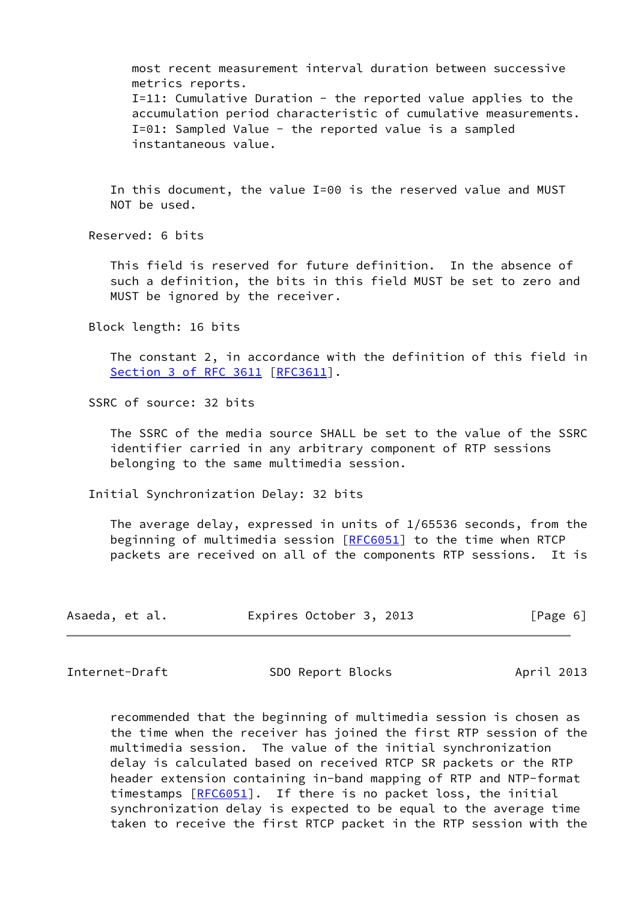most recent measurement interval duration between successive metrics reports.
I=11: Cumulative Duration - the reported value applies to the accumulation period characteristic of cumulative measurements.
I=01: Sampled Value - the reported value is a sampled instantaneous value.

In this document, the value I=00 is the reserved value and MUST NOT be used.

Reserved: 6 bits

This field is reserved for future definition. In the absence of such a definition, the bits in this field MUST be set to zero and MUST be ignored by the receiver.

Block length: 16 bits

The constant 2, in accordance with the definition of this field in Section 3 of RFC 3611 [RFC3611].

SSRC of source: 32 bits

The SSRC of the media source SHALL be set to the value of the SSRC identifier carried in any arbitrary component of RTP sessions belonging to the same multimedia session.

Initial Synchronization Delay: 32 bits

The average delay, expressed in units of 1/65536 seconds, from the beginning of multimedia session [RFC6051] to the time when RTCP packets are received on all of the components RTP sessions. It is recommended that the beginning of multimedia session is chosen as the time when the receiver has joined the first RTP session of the multimedia session. The value of the initial synchronization delay is calculated based on received RTCP SR packets or the RTP header extension containing in-band mapping of RTP and NTP-format timestamps [RFC6051]. If there is no packet loss, the initial synchronization delay is expected to be equal to the average time taken to receive the first RTCP packet in the RTP session with the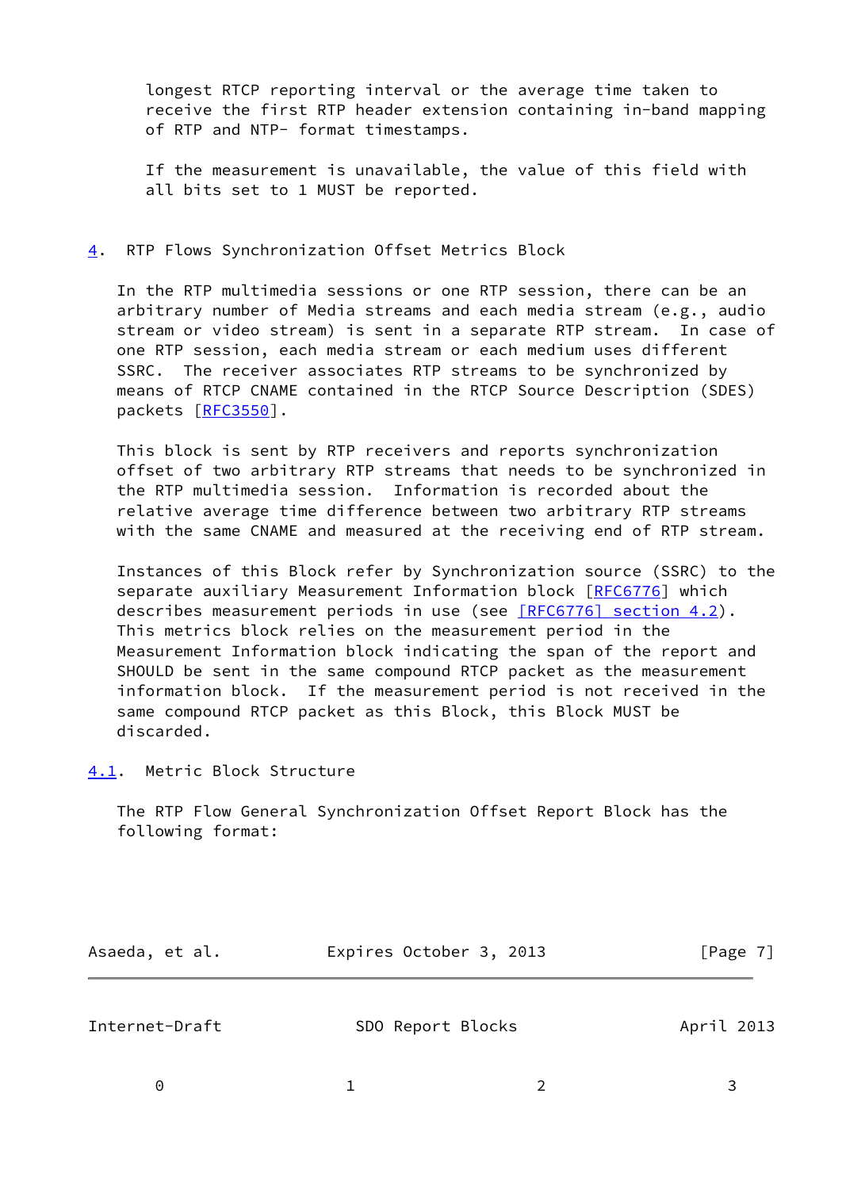longest RTCP reporting interval or the average time taken to receive the first RTP header extension containing in-band mapping of RTP and NTP- format timestamps.

If the measurement is unavailable, the value of this field with all bits set to 1 MUST be reported.

## 4. RTP Flows Synchronization Offset Metrics Block

In the RTP multimedia sessions or one RTP session, there can be an arbitrary number of Media streams and each media stream (e.g., audio stream or video stream) is sent in a separate RTP stream. In case of one RTP session, each media stream or each medium uses different SSRC. The receiver associates RTP streams to be synchronized by means of RTCP CNAME contained in the RTCP Source Description (SDES) packets [RFC3550].

This block is sent by RTP receivers and reports synchronization offset of two arbitrary RTP streams that needs to be synchronized in the RTP multimedia session. Information is recorded about the relative average time difference between two arbitrary RTP streams with the same CNAME and measured at the receiving end of RTP stream.

Instances of this Block refer by Synchronization source (SSRC) to the separate auxiliary Measurement Information block [RFC6776] which describes measurement periods in use (see [RFC6776] section 4.2). This metrics block relies on the measurement period in the Measurement Information block indicating the span of the report and SHOULD be sent in the same compound RTCP packet as the measurement information block. If the measurement period is not received in the same compound RTCP packet as this Block, this Block MUST be discarded.

### 4.1. Metric Block Structure

The RTP Flow General Synchronization Offset Report Block has the following format:

```
     0                   1                   2                   3
```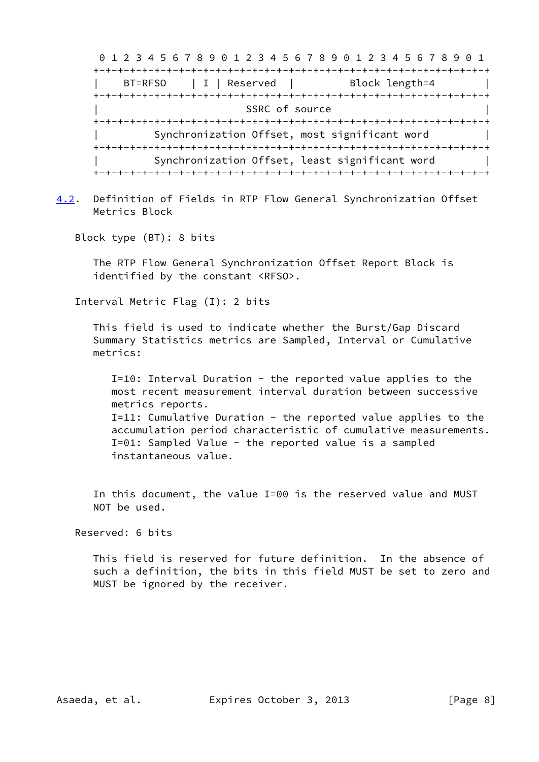```
 0 1 2 3 4 5 6 7 8 9 0 1 2 3 4 5 6 7 8 9 0 1 2 3 4 5 6 7 8 9 0 1
+-+-+-+-+-+-+-+-+-+-+-+-+-+-+-+-+-+-+-+-+-+-+-+-+-+-+-+-+-+-+-+-+
|    BT=RFSO    | I | Reserved  |         Block length=4        |
+-+-+-+-+-+-+-+-+-+-+-+-+-+-+-+-+-+-+-+-+-+-+-+-+-+-+-+-+-+-+-+-+
|                        SSRC of source                         |
+-+-+-+-+-+-+-+-+-+-+-+-+-+-+-+-+-+-+-+-+-+-+-+-+-+-+-+-+-+-+-+-+
|         Synchronization Offset, most significant word         |
+-+-+-+-+-+-+-+-+-+-+-+-+-+-+-+-+-+-+-+-+-+-+-+-+-+-+-+-+-+-+-+-+
|         Synchronization Offset, least significant word        |
+-+-+-+-+-+-+-+-+-+-+-+-+-+-+-+-+-+-+-+-+-+-+-+-+-+-+-+-+-+-+-+-+
```

## 4.2. Definition of Fields in RTP Flow General Synchronization Offset Metrics Block

Block type (BT): 8 bits

The RTP Flow General Synchronization Offset Report Block is identified by the constant <RFSO>.

Interval Metric Flag (I): 2 bits

This field is used to indicate whether the Burst/Gap Discard Summary Statistics metrics are Sampled, Interval or Cumulative metrics:

I=10: Interval Duration - the reported value applies to the most recent measurement interval duration between successive metrics reports.
I=11: Cumulative Duration - the reported value applies to the accumulation period characteristic of cumulative measurements.
I=01: Sampled Value - the reported value is a sampled instantaneous value.

In this document, the value I=00 is the reserved value and MUST NOT be used.

Reserved: 6 bits

This field is reserved for future definition. In the absence of such a definition, the bits in this field MUST be set to zero and MUST be ignored by the receiver.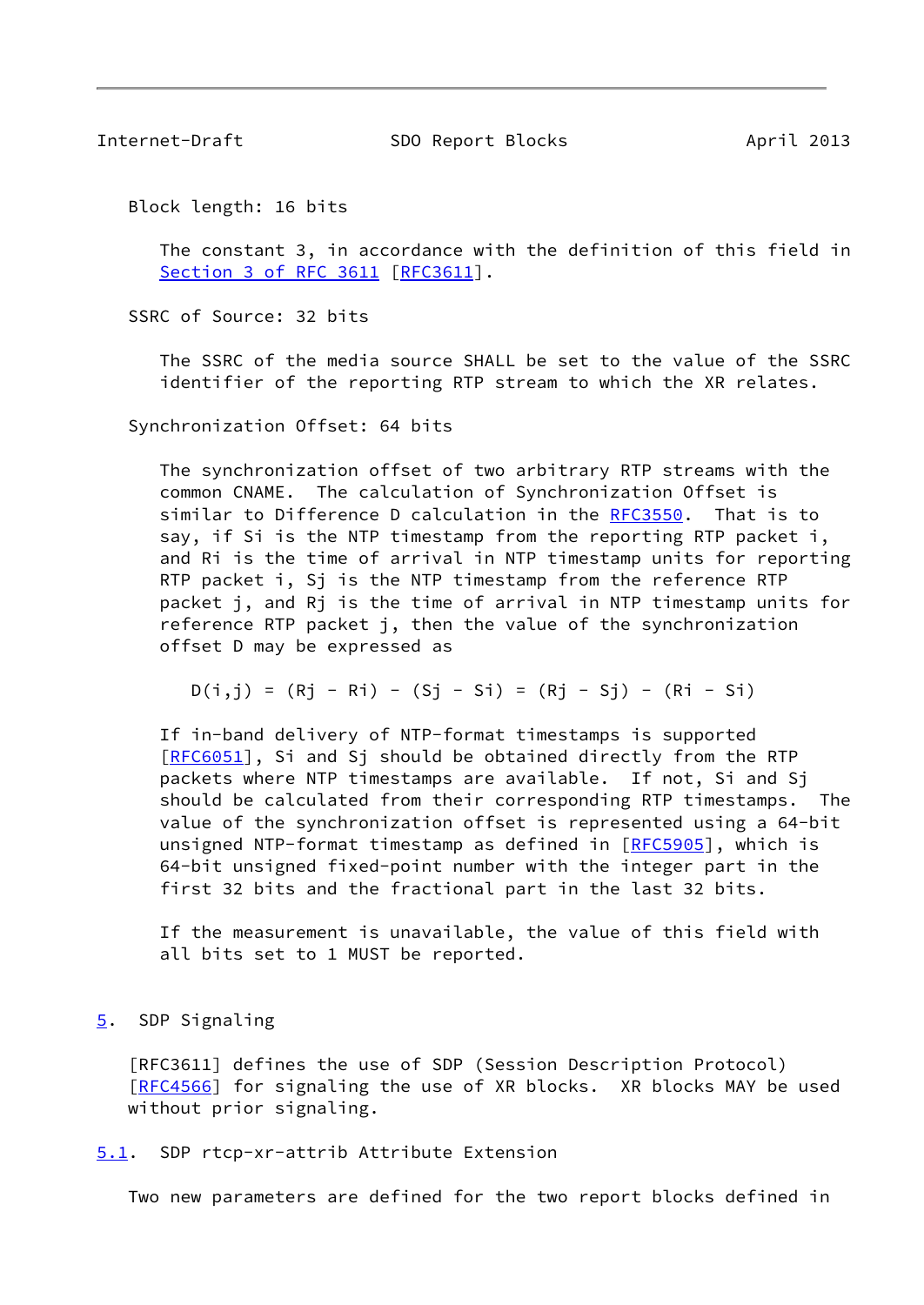Block length: 16 bits

The constant 3, in accordance with the definition of this field in Section 3 of RFC 3611 [RFC3611].

SSRC of Source: 32 bits

The SSRC of the media source SHALL be set to the value of the SSRC identifier of the reporting RTP stream to which the XR relates.

Synchronization Offset: 64 bits

The synchronization offset of two arbitrary RTP streams with the common CNAME. The calculation of Synchronization Offset is similar to Difference D calculation in the RFC3550. That is to say, if Si is the NTP timestamp from the reporting RTP packet i, and Ri is the time of arrival in NTP timestamp units for reporting RTP packet i, Sj is the NTP timestamp from the reference RTP packet j, and Rj is the time of arrival in NTP timestamp units for reference RTP packet j, then the value of the synchronization offset D may be expressed as

$$D(i,j) = (Rj - Ri) - (Sj - Si) = (Rj - Sj) - (Ri - Si)$$

If in-band delivery of NTP-format timestamps is supported [RFC6051], Si and Sj should be obtained directly from the RTP packets where NTP timestamps are available. If not, Si and Sj should be calculated from their corresponding RTP timestamps. The value of the synchronization offset is represented using a 64-bit unsigned NTP-format timestamp as defined in [RFC5905], which is 64-bit unsigned fixed-point number with the integer part in the first 32 bits and the fractional part in the last 32 bits.

If the measurement is unavailable, the value of this field with all bits set to 1 MUST be reported.

## 5. SDP Signaling

[RFC3611] defines the use of SDP (Session Description Protocol) [RFC4566] for signaling the use of XR blocks. XR blocks MAY be used without prior signaling.

### 5.1. SDP rtcp-xr-attrib Attribute Extension

Two new parameters are defined for the two report blocks defined in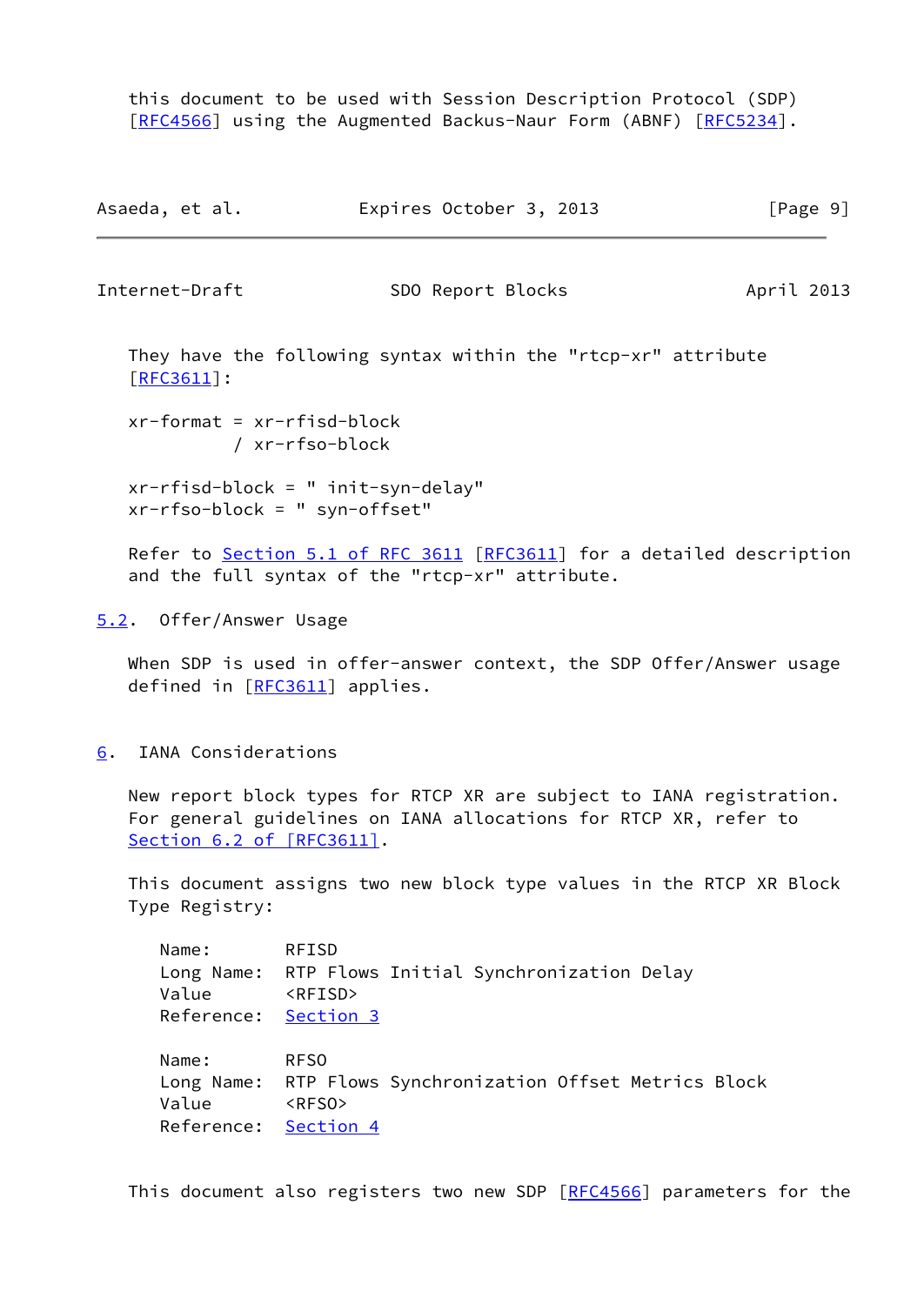this document to be used with Session Description Protocol (SDP) [RFC4566] using the Augmented Backus-Naur Form (ABNF) [RFC5234].

They have the following syntax within the "rtcp-xr" attribute [RFC3611]:

```
xr-format = xr-rfisd-block
          / xr-rfso-block

xr-rfisd-block = " init-syn-delay"
xr-rfso-block = " syn-offset"
```

Refer to Section 5.1 of RFC 3611 [RFC3611] for a detailed description and the full syntax of the "rtcp-xr" attribute.

### 5.2. Offer/Answer Usage

When SDP is used in offer-answer context, the SDP Offer/Answer usage defined in [RFC3611] applies.

## 6. IANA Considerations

New report block types for RTCP XR are subject to IANA registration. For general guidelines on IANA allocations for RTCP XR, refer to Section 6.2 of [RFC3611].

This document assigns two new block type values in the RTCP XR Block Type Registry:

```
Name:       RFISD
Long Name:  RTP Flows Initial Synchronization Delay
Value       <RFISD>
Reference:  Section 3

Name:       RFSO
Long Name:  RTP Flows Synchronization Offset Metrics Block
Value       <RFSO>
Reference:  Section 4
```

This document also registers two new SDP [RFC4566] parameters for the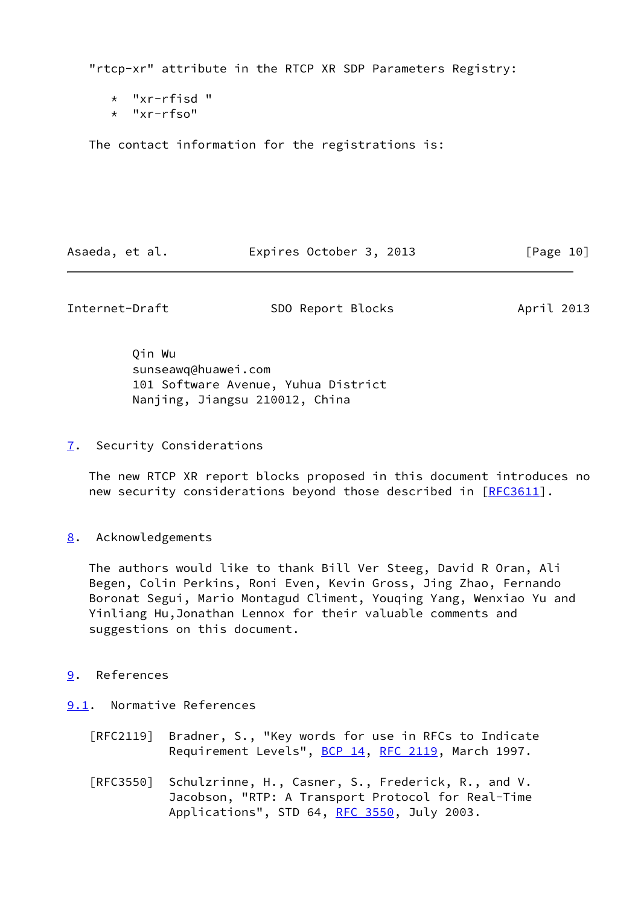"rtcp-xr" attribute in the RTCP XR SDP Parameters Registry:

* "xr-rfisd "
* "xr-rfso"

The contact information for the registrations is:

Qin Wu
sunseawq@huawei.com
101 Software Avenue, Yuhua District
Nanjing, Jiangsu 210012, China

## 7. Security Considerations

The new RTCP XR report blocks proposed in this document introduces no new security considerations beyond those described in [RFC3611].

## 8. Acknowledgements

The authors would like to thank Bill Ver Steeg, David R Oran, Ali Begen, Colin Perkins, Roni Even, Kevin Gross, Jing Zhao, Fernando Boronat Segui, Mario Montagud Climent, Youqing Yang, Wenxiao Yu and Yinliang Hu,Jonathan Lennox for their valuable comments and suggestions on this document.

## 9. References

### 9.1. Normative References

[RFC2119] Bradner, S., "Key words for use in RFCs to Indicate Requirement Levels", BCP 14, RFC 2119, March 1997.

[RFC3550] Schulzrinne, H., Casner, S., Frederick, R., and V. Jacobson, "RTP: A Transport Protocol for Real-Time Applications", STD 64, RFC 3550, July 2003.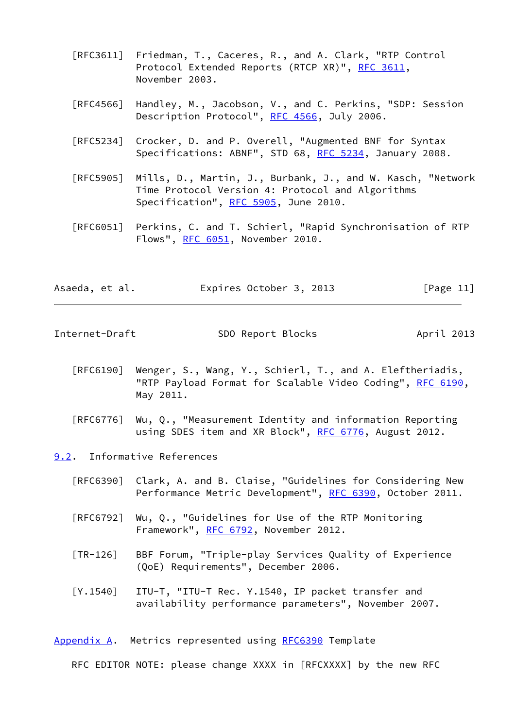[RFC3611] Friedman, T., Caceres, R., and A. Clark, "RTP Control Protocol Extended Reports (RTCP XR)", RFC 3611, November 2003.

[RFC4566] Handley, M., Jacobson, V., and C. Perkins, "SDP: Session Description Protocol", RFC 4566, July 2006.

[RFC5234] Crocker, D. and P. Overell, "Augmented BNF for Syntax Specifications: ABNF", STD 68, RFC 5234, January 2008.

[RFC5905] Mills, D., Martin, J., Burbank, J., and W. Kasch, "Network Time Protocol Version 4: Protocol and Algorithms Specification", RFC 5905, June 2010.

[RFC6051] Perkins, C. and T. Schierl, "Rapid Synchronisation of RTP Flows", RFC 6051, November 2010.

[RFC6190] Wenger, S., Wang, Y., Schierl, T., and A. Eleftheriadis, "RTP Payload Format for Scalable Video Coding", RFC 6190, May 2011.

[RFC6776] Wu, Q., "Measurement Identity and information Reporting using SDES item and XR Block", RFC 6776, August 2012.

## 9.2. Informative References

[RFC6390] Clark, A. and B. Claise, "Guidelines for Considering New Performance Metric Development", RFC 6390, October 2011.

[RFC6792] Wu, Q., "Guidelines for Use of the RTP Monitoring Framework", RFC 6792, November 2012.

[TR-126] BBF Forum, "Triple-play Services Quality of Experience (QoE) Requirements", December 2006.

[Y.1540] ITU-T, "ITU-T Rec. Y.1540, IP packet transfer and availability performance parameters", November 2007.

# Appendix A. Metrics represented using RFC6390 Template

RFC EDITOR NOTE: please change XXXX in [RFCXXXX] by the new RFC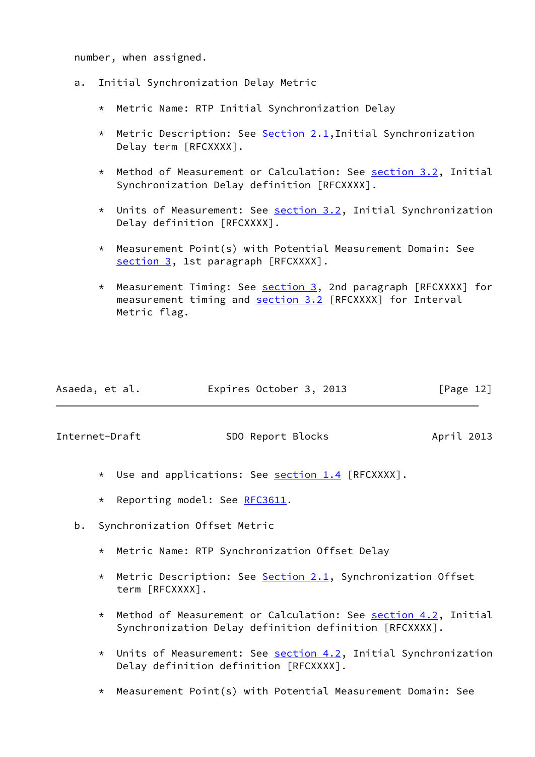number, when assigned.

a. Initial Synchronization Delay Metric

   * Metric Name: RTP Initial Synchronization Delay

   * Metric Description: See Section 2.1,Initial Synchronization Delay term [RFCXXXX].

   * Method of Measurement or Calculation: See section 3.2, Initial Synchronization Delay definition [RFCXXXX].

   * Units of Measurement: See section 3.2, Initial Synchronization Delay definition [RFCXXXX].

   * Measurement Point(s) with Potential Measurement Domain: See section 3, 1st paragraph [RFCXXXX].

   * Measurement Timing: See section 3, 2nd paragraph [RFCXXXX] for measurement timing and section 3.2 [RFCXXXX] for Interval Metric flag.

   * Use and applications: See section 1.4 [RFCXXXX].

   * Reporting model: See RFC3611.

b. Synchronization Offset Metric

   * Metric Name: RTP Synchronization Offset Delay

   * Metric Description: See Section 2.1, Synchronization Offset term [RFCXXXX].

   * Method of Measurement or Calculation: See section 4.2, Initial Synchronization Delay definition definition [RFCXXXX].

   * Units of Measurement: See section 4.2, Initial Synchronization Delay definition definition [RFCXXXX].

   * Measurement Point(s) with Potential Measurement Domain: See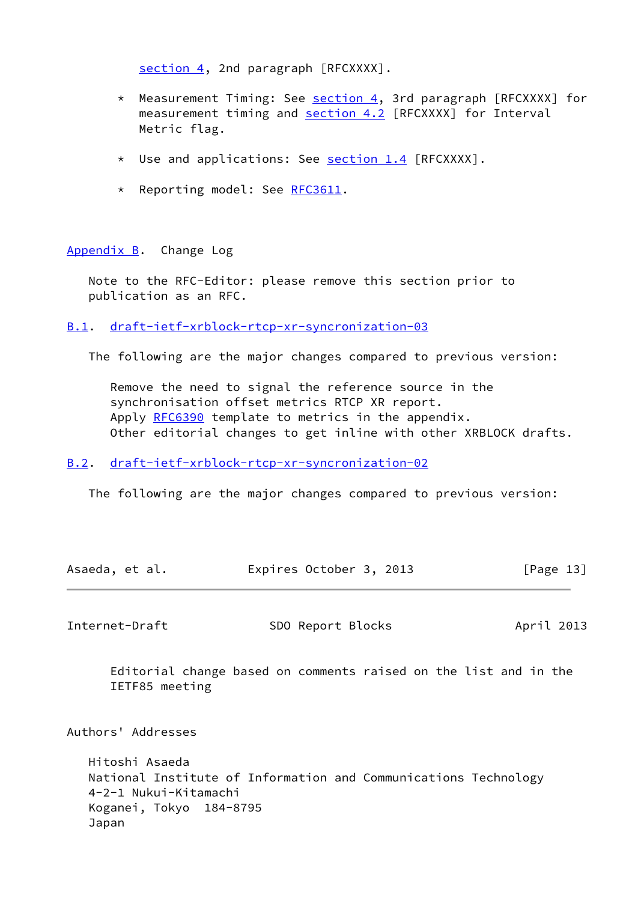section 4, 2nd paragraph [RFCXXXX].

- Measurement Timing: See section 4, 3rd paragraph [RFCXXXX] for measurement timing and section 4.2 [RFCXXXX] for Interval Metric flag.

- Use and applications: See section 1.4 [RFCXXXX].

- Reporting model: See RFC3611.

## Appendix B. Change Log

Note to the RFC-Editor: please remove this section prior to publication as an RFC.

### B.1. draft-ietf-xrblock-rtcp-xr-syncronization-03

The following are the major changes compared to previous version:

Remove the need to signal the reference source in the synchronisation offset metrics RTCP XR report.
Apply RFC6390 template to metrics in the appendix.
Other editorial changes to get inline with other XRBLOCK drafts.

### B.2. draft-ietf-xrblock-rtcp-xr-syncronization-02

The following are the major changes compared to previous version:

Editorial change based on comments raised on the list and in the IETF85 meeting

## Authors' Addresses

Hitoshi Asaeda
National Institute of Information and Communications Technology
4-2-1 Nukui-Kitamachi
Koganei, Tokyo  184-8795
Japan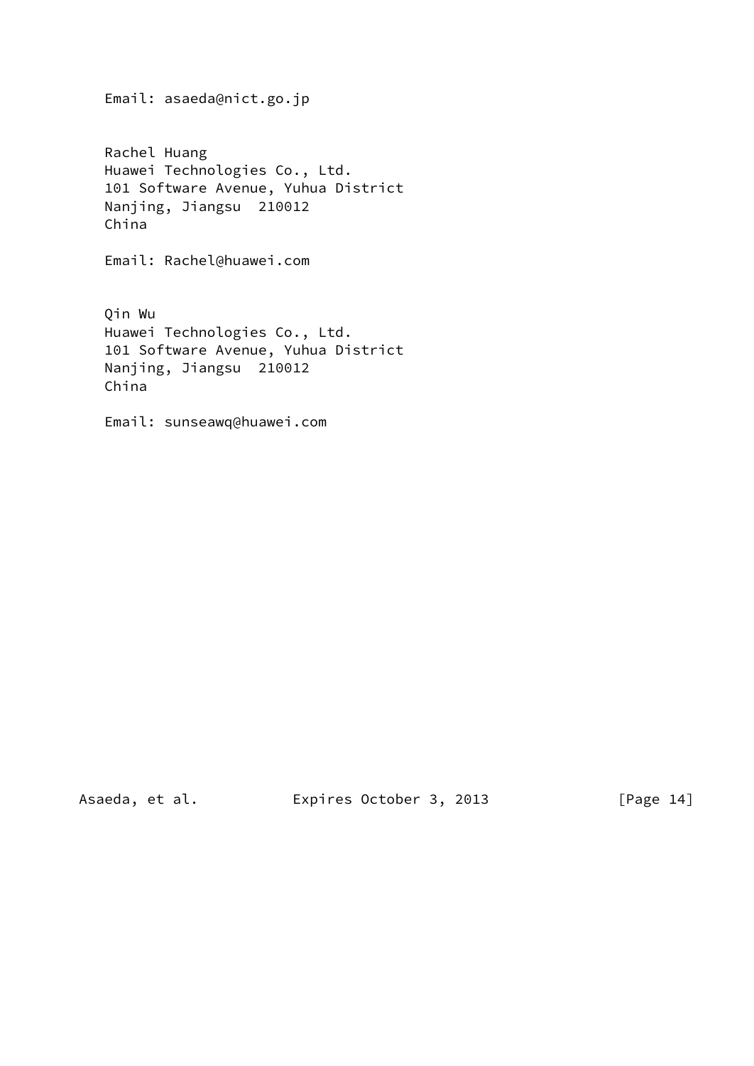Email: asaeda@nict.go.jp

Rachel Huang
Huawei Technologies Co., Ltd.
101 Software Avenue, Yuhua District
Nanjing, Jiangsu  210012
China

Email: Rachel@huawei.com

Qin Wu
Huawei Technologies Co., Ltd.
101 Software Avenue, Yuhua District
Nanjing, Jiangsu  210012
China

Email: sunseawq@huawei.com